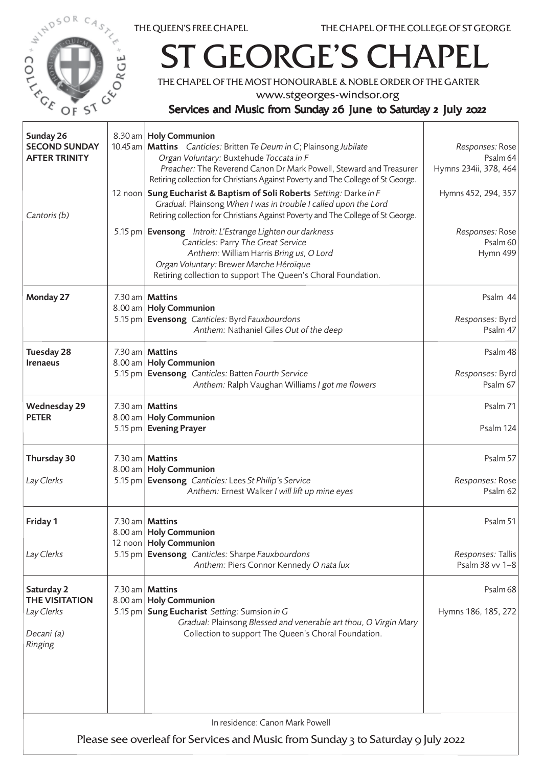THE QUEEN'S FREE CHAPEL | THE CHAPEL OF THE COLLEGE OF ST GEORGE

# ST GEORGE'S CHAPEL

THE CHAPEL OF THE MOST HONOURABLE & NOBLE ORDER OF THE GARTER

www.stgeorges-windsor.org

## Services and Music from Sunday 26 June to Saturday 2 July 2022

| Day | Time | Service | Music |
|---|---|---|---|
| **Sunday 26** **SECOND SUNDAY AFTER TRINITY** | 8.30 am | **Holy Communion** | |
| | 10.45 am | **Mattins** *Canticles:* Britten *Te Deum in C*; Plainsong *Jubilate* *Organ Voluntary:* Buxtehude *Toccata in F* *Preacher:* The Reverend Canon Dr Mark Powell, Steward and Treasurer Retiring collection for Christians Against Poverty and The College of St George. | *Responses:* Rose Psalm 64 Hymns 234ii, 378, 464 |
| *Cantoris (b)* | 12 noon | **Sung Eucharist & Baptism of Soli Roberts** *Setting:* Darke *in F* *Gradual:* Plainsong *When I was in trouble I called upon the Lord* Retiring collection for Christians Against Poverty and The College of St George. | Hymns 452, 294, 357 |
| | 5.15 pm | **Evensong** *Introit:* L'Estrange *Lighten our darkness* *Canticles:* Parry *The Great Service* *Anthem:* William Harris *Bring us, O Lord* *Organ Voluntary:* Brewer *Marche Héroïque* Retiring collection to support The Queen's Choral Foundation. | *Responses:* Rose Psalm 60 Hymn 499 |
| **Monday 27** | 7.30 am | **Mattins** | Psalm 44 |
| | 8.00 am | **Holy Communion** | |
| | 5.15 pm | **Evensong** *Canticles:* Byrd *Fauxbourdons* *Anthem:* Nathaniel Giles *Out of the deep* | *Responses:* Byrd Psalm 47 |
| **Tuesday 28** **Irenaeus** | 7.30 am | **Mattins** | Psalm 48 |
| | 8.00 am | **Holy Communion** | |
| | 5.15 pm | **Evensong** *Canticles:* Batten *Fourth Service* *Anthem:* Ralph Vaughan Williams *I got me flowers* | *Responses:* Byrd Psalm 67 |
| **Wednesday 29** **PETER** | 7.30 am | **Mattins** | Psalm 71 |
| | 8.00 am | **Holy Communion** | |
| | 5.15 pm | **Evening Prayer** | Psalm 124 |
| **Thursday 30** | 7.30 am | **Mattins** | Psalm 57 |
| | 8.00 am | **Holy Communion** | |
| *Lay Clerks* | 5.15 pm | **Evensong** *Canticles:* Lees *St Philip's Service* *Anthem:* Ernest Walker *I will lift up mine eyes* | *Responses:* Rose Psalm 62 |
| **Friday 1** | 7.30 am | **Mattins** | Psalm 51 |
| | 8.00 am | **Holy Communion** | |
| | 12 noon | **Holy Communion** | |
| *Lay Clerks* | 5.15 pm | **Evensong** *Canticles:* Sharpe *Fauxbourdons* *Anthem:* Piers Connor Kennedy *O nata lux* | *Responses:* Tallis Psalm 38 vv 1–8 |
| **Saturday 2** **THE VISITATION** | 7.30 am | **Mattins** | Psalm 68 |
| | 8.00 am | **Holy Communion** | |
| *Lay Clerks* *Decani (a)* *Ringing* | 5.15 pm | **Sung Eucharist** *Setting:* Sumsion *in G* *Gradual:* Plainsong *Blessed and venerable art thou, O Virgin Mary* Collection to support The Queen's Choral Foundation. | Hymns 186, 185, 272 |

In residence: Canon Mark Powell

Please see overleaf for Services and Music from Sunday 3 to Saturday 9 July 2022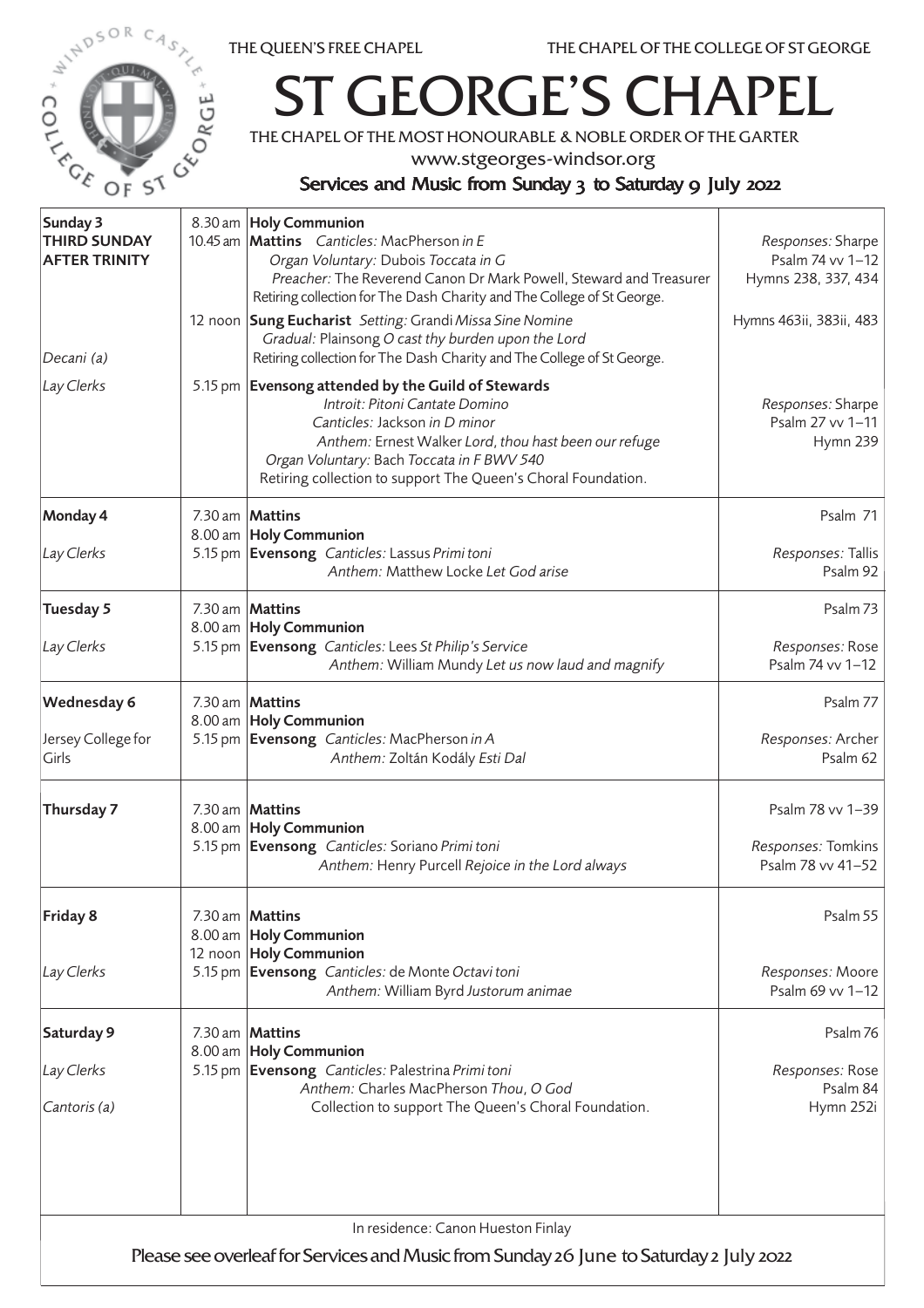THE QUEEN'S FREE CHAPEL — THE CHAPEL OF THE COLLEGE OF ST GEORGE

# ST GEORGE'S CHAPEL

THE CHAPEL OF THE MOST HONOURABLE & NOBLE ORDER OF THE GARTER

www.stgeorges-windsor.org

## Services and Music from Sunday 3 to Saturday 9 July 2022

| | | | |
|---|---|---|---|
| **Sunday 3**<br>**THIRD SUNDAY AFTER TRINITY** | 8.30 am | **Holy Communion** | |
| | 10.45 am | **Mattins** *Canticles:* MacPherson *in E*<br>*Organ Voluntary:* Dubois *Toccata in G*<br>*Preacher:* The Reverend Canon Dr Mark Powell, Steward and Treasurer<br>Retiring collection for The Dash Charity and The College of St George. | *Responses:* Sharpe<br>Psalm 74 vv 1–12<br>Hymns 238, 337, 434 |
| *Decani (a)* | 12 noon | **Sung Eucharist** *Setting:* Grandi *Missa Sine Nomine*<br>*Gradual:* Plainsong *O cast thy burden upon the Lord*<br>Retiring collection for The Dash Charity and The College of St George. | Hymns 463ii, 383ii, 483 |
| *Lay Clerks* | 5.15 pm | **Evensong attended by the Guild of Stewards**<br>*Introit: Pitoni Cantate Domino*<br>*Canticles:* Jackson *in D minor*<br>*Anthem:* Ernest Walker *Lord, thou hast been our refuge*<br>*Organ Voluntary:* Bach *Toccata in F BWV 540*<br>Retiring collection to support The Queen's Choral Foundation. | *Responses:* Sharpe<br>Psalm 27 vv 1–11<br>Hymn 239 |
| **Monday 4** | 7.30 am | **Mattins** | Psalm 71 |
| | 8.00 am | **Holy Communion** | |
| *Lay Clerks* | 5.15 pm | **Evensong** *Canticles:* Lassus *Primi toni*<br>*Anthem:* Matthew Locke *Let God arise* | *Responses:* Tallis<br>Psalm 92 |
| **Tuesday 5** | 7.30 am | **Mattins** | Psalm 73 |
| | 8.00 am | **Holy Communion** | |
| *Lay Clerks* | 5.15 pm | **Evensong** *Canticles:* Lees *St Philip's Service*<br>*Anthem:* William Mundy *Let us now laud and magnify* | *Responses:* Rose<br>Psalm 74 vv 1–12 |
| **Wednesday 6** | 7.30 am | **Mattins** | Psalm 77 |
| | 8.00 am | **Holy Communion** | |
| Jersey College for Girls | 5.15 pm | **Evensong** *Canticles:* MacPherson *in A*<br>*Anthem:* Zoltán Kodály *Esti Dal* | *Responses:* Archer<br>Psalm 62 |
| **Thursday 7** | 7.30 am | **Mattins** | Psalm 78 vv 1–39 |
| | 8.00 am | **Holy Communion** | |
| | 5.15 pm | **Evensong** *Canticles:* Soriano *Primi toni*<br>*Anthem:* Henry Purcell *Rejoice in the Lord always* | *Responses:* Tomkins<br>Psalm 78 vv 41–52 |
| **Friday 8** | 7.30 am | **Mattins** | Psalm 55 |
| | 8.00 am | **Holy Communion** | |
| | 12 noon | **Holy Communion** | |
| *Lay Clerks* | 5.15 pm | **Evensong** *Canticles:* de Monte *Octavi toni*<br>*Anthem:* William Byrd *Justorum animae* | *Responses:* Moore<br>Psalm 69 vv 1–12 |
| **Saturday 9** | 7.30 am | **Mattins** | Psalm 76 |
| | 8.00 am | **Holy Communion** | |
| *Lay Clerks*<br>*Cantoris (a)* | 5.15 pm | **Evensong** *Canticles:* Palestrina *Primi toni*<br>*Anthem:* Charles MacPherson *Thou, O God*<br>Collection to support The Queen's Choral Foundation. | *Responses:* Rose<br>Psalm 84<br>Hymn 252i |

In residence: Canon Hueston Finlay

Please see overleaf for Services and Music from Sunday 26 June to Saturday 2 July 2022